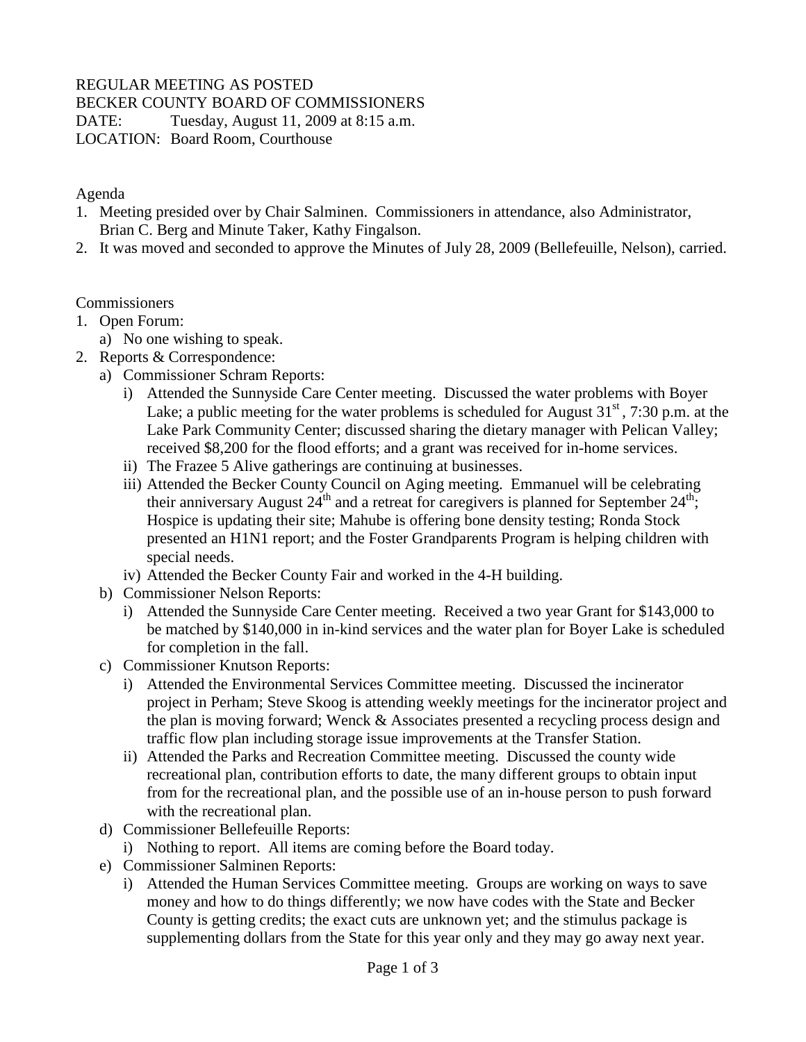REGULAR MEETING AS POSTED
BECKER COUNTY BOARD OF COMMISSIONERS
DATE: Tuesday, August 11, 2009 at 8:15 a.m.
LOCATION: Board Room, Courthouse

Agenda

1. Meeting presided over by Chair Salminen. Commissioners in attendance, also Administrator, Brian C. Berg and Minute Taker, Kathy Fingalson.
2. It was moved and seconded to approve the Minutes of July 28, 2009 (Bellefeuille, Nelson), carried.

Commissioners

1. Open Forum:
   a) No one wishing to speak.
2. Reports & Correspondence:
   a) Commissioner Schram Reports:
      i) Attended the Sunnyside Care Center meeting. Discussed the water problems with Boyer Lake; a public meeting for the water problems is scheduled for August 31st, 7:30 p.m. at the Lake Park Community Center; discussed sharing the dietary manager with Pelican Valley; received $8,200 for the flood efforts; and a grant was received for in-home services.
      ii) The Frazee 5 Alive gatherings are continuing at businesses.
      iii) Attended the Becker County Council on Aging meeting. Emmanuel will be celebrating their anniversary August 24th and a retreat for caregivers is planned for September 24th; Hospice is updating their site; Mahube is offering bone density testing; Ronda Stock presented an H1N1 report; and the Foster Grandparents Program is helping children with special needs.
      iv) Attended the Becker County Fair and worked in the 4-H building.
   b) Commissioner Nelson Reports:
      i) Attended the Sunnyside Care Center meeting. Received a two year Grant for $143,000 to be matched by $140,000 in in-kind services and the water plan for Boyer Lake is scheduled for completion in the fall.
   c) Commissioner Knutson Reports:
      i) Attended the Environmental Services Committee meeting. Discussed the incinerator project in Perham; Steve Skoog is attending weekly meetings for the incinerator project and the plan is moving forward; Wenck & Associates presented a recycling process design and traffic flow plan including storage issue improvements at the Transfer Station.
      ii) Attended the Parks and Recreation Committee meeting. Discussed the county wide recreational plan, contribution efforts to date, the many different groups to obtain input from for the recreational plan, and the possible use of an in-house person to push forward with the recreational plan.
   d) Commissioner Bellefeuille Reports:
      i) Nothing to report. All items are coming before the Board today.
   e) Commissioner Salminen Reports:
      i) Attended the Human Services Committee meeting. Groups are working on ways to save money and how to do things differently; we now have codes with the State and Becker County is getting credits; the exact cuts are unknown yet; and the stimulus package is supplementing dollars from the State for this year only and they may go away next year.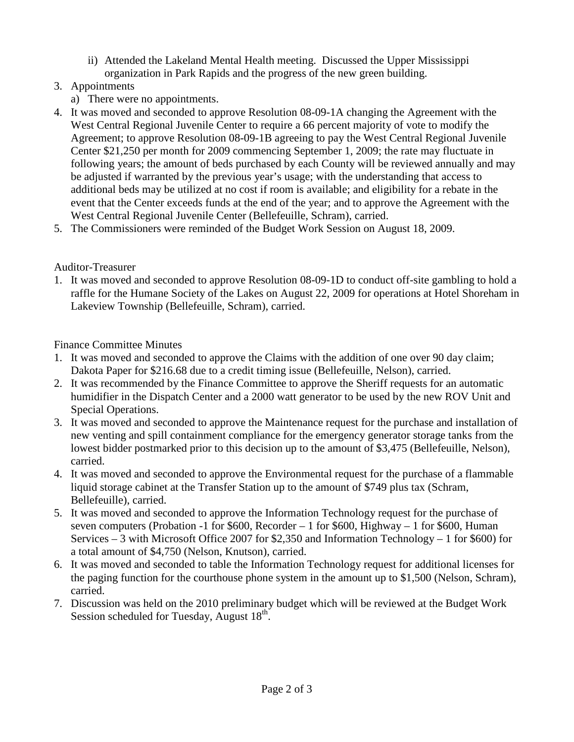ii) Attended the Lakeland Mental Health meeting. Discussed the Upper Mississippi organization in Park Rapids and the progress of the new green building.

3. Appointments
   a) There were no appointments.
4. It was moved and seconded to approve Resolution 08-09-1A changing the Agreement with the West Central Regional Juvenile Center to require a 66 percent majority of vote to modify the Agreement; to approve Resolution 08-09-1B agreeing to pay the West Central Regional Juvenile Center $21,250 per month for 2009 commencing September 1, 2009; the rate may fluctuate in following years; the amount of beds purchased by each County will be reviewed annually and may be adjusted if warranted by the previous year's usage; with the understanding that access to additional beds may be utilized at no cost if room is available; and eligibility for a rebate in the event that the Center exceeds funds at the end of the year; and to approve the Agreement with the West Central Regional Juvenile Center (Bellefeuille, Schram), carried.
5. The Commissioners were reminded of the Budget Work Session on August 18, 2009.

Auditor-Treasurer

1. It was moved and seconded to approve Resolution 08-09-1D to conduct off-site gambling to hold a raffle for the Humane Society of the Lakes on August 22, 2009 for operations at Hotel Shoreham in Lakeview Township (Bellefeuille, Schram), carried.

Finance Committee Minutes

1. It was moved and seconded to approve the Claims with the addition of one over 90 day claim; Dakota Paper for $216.68 due to a credit timing issue (Bellefeuille, Nelson), carried.
2. It was recommended by the Finance Committee to approve the Sheriff requests for an automatic humidifier in the Dispatch Center and a 2000 watt generator to be used by the new ROV Unit and Special Operations.
3. It was moved and seconded to approve the Maintenance request for the purchase and installation of new venting and spill containment compliance for the emergency generator storage tanks from the lowest bidder postmarked prior to this decision up to the amount of $3,475 (Bellefeuille, Nelson), carried.
4. It was moved and seconded to approve the Environmental request for the purchase of a flammable liquid storage cabinet at the Transfer Station up to the amount of $749 plus tax (Schram, Bellefeuille), carried.
5. It was moved and seconded to approve the Information Technology request for the purchase of seven computers (Probation -1 for $600, Recorder – 1 for $600, Highway – 1 for $600, Human Services – 3 with Microsoft Office 2007 for $2,350 and Information Technology – 1 for $600) for a total amount of $4,750 (Nelson, Knutson), carried.
6. It was moved and seconded to table the Information Technology request for additional licenses for the paging function for the courthouse phone system in the amount up to $1,500 (Nelson, Schram), carried.
7. Discussion was held on the 2010 preliminary budget which will be reviewed at the Budget Work Session scheduled for Tuesday, August 18th.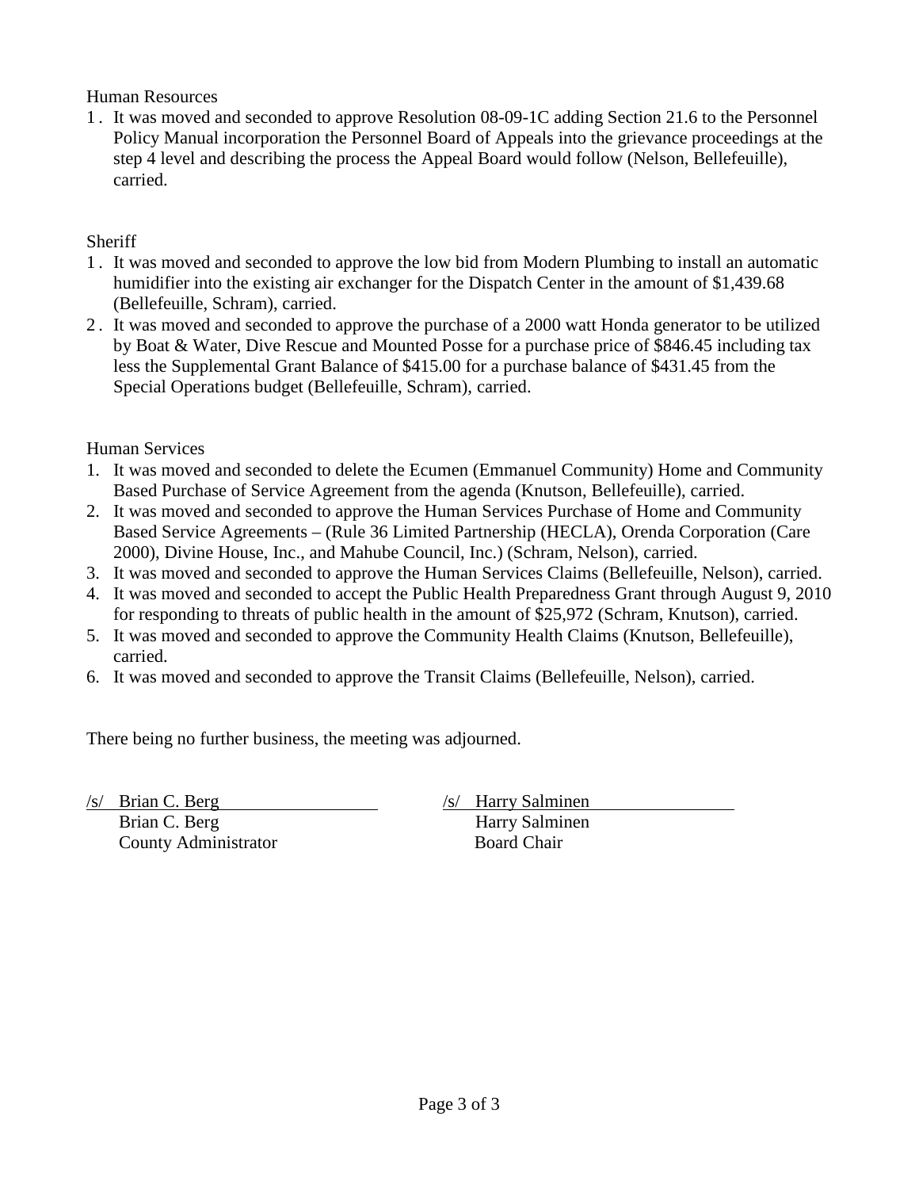Human Resources

1. It was moved and seconded to approve Resolution 08-09-1C adding Section 21.6 to the Personnel Policy Manual incorporation the Personnel Board of Appeals into the grievance proceedings at the step 4 level and describing the process the Appeal Board would follow (Nelson, Bellefeuille), carried.

Sheriff

1. It was moved and seconded to approve the low bid from Modern Plumbing to install an automatic humidifier into the existing air exchanger for the Dispatch Center in the amount of $1,439.68 (Bellefeuille, Schram), carried.
2. It was moved and seconded to approve the purchase of a 2000 watt Honda generator to be utilized by Boat & Water, Dive Rescue and Mounted Posse for a purchase price of $846.45 including tax less the Supplemental Grant Balance of $415.00 for a purchase balance of $431.45 from the Special Operations budget (Bellefeuille, Schram), carried.

Human Services

1. It was moved and seconded to delete the Ecumen (Emmanuel Community) Home and Community Based Purchase of Service Agreement from the agenda (Knutson, Bellefeuille), carried.
2. It was moved and seconded to approve the Human Services Purchase of Home and Community Based Service Agreements – (Rule 36 Limited Partnership (HECLA), Orenda Corporation (Care 2000), Divine House, Inc., and Mahube Council, Inc.) (Schram, Nelson), carried.
3. It was moved and seconded to approve the Human Services Claims (Bellefeuille, Nelson), carried.
4. It was moved and seconded to accept the Public Health Preparedness Grant through August 9, 2010 for responding to threats of public health in the amount of $25,972 (Schram, Knutson), carried.
5. It was moved and seconded to approve the Community Health Claims (Knutson, Bellefeuille), carried.
6. It was moved and seconded to approve the Transit Claims (Bellefeuille, Nelson), carried.

There being no further business, the meeting was adjourned.

/s/ Brian C. Berg
Brian C. Berg
County Administrator

/s/ Harry Salminen
Harry Salminen
Board Chair